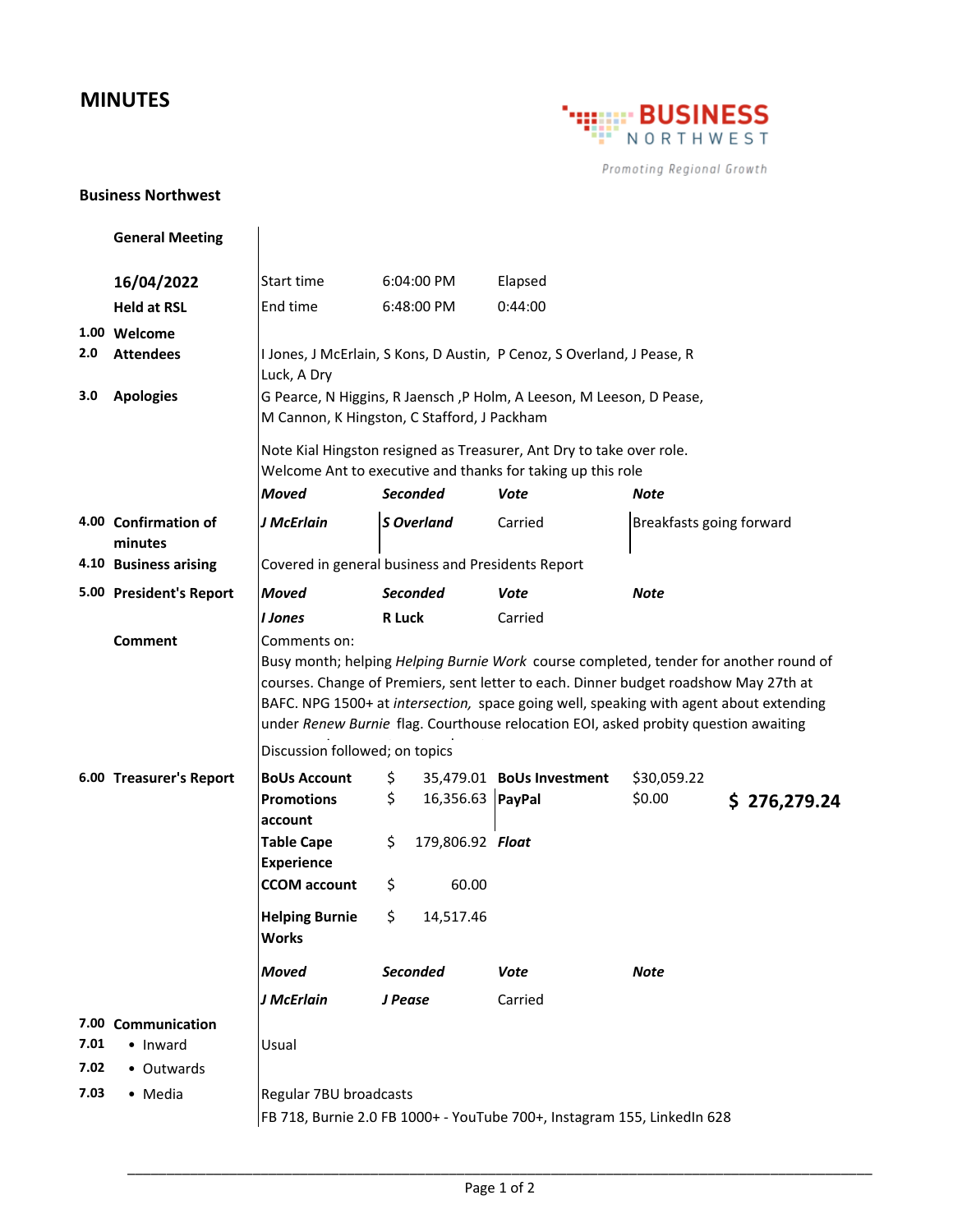# MINUTES

**BUSINESS NORTHWEST**
*Promoting Regional Growth*

**Business Northwest**

**General Meeting**

| | | | | | | |
|---|---|---|---|---|---|---|
| | **16/04/2022** | Start time | 6:04:00 PM | Elapsed | | |
| | **Held at RSL** | End time | 6:48:00 PM | 0:44:00 | | |
| 1.00 | **Welcome** | | | | | |
| 2.0 | **Attendees** | I Jones, J McErlain, S Kons, D Austin, P Cenoz, S Overland, J Pease, R Luck, A Dry | | | | |
| 3.0 | **Apologies** | G Pearce, N Higgins, R Jaensch ,P Holm, A Leeson, M Leeson, D Pease, M Cannon, K Hingston, C Stafford, J Packham | | | | |
| | | Note Kial Hingston resigned as Treasurer, Ant Dry to take over role. Welcome Ant to executive and thanks for taking up this role | | | | |
| | | ***Moved*** | ***Seconded*** | ***Vote*** | ***Note*** | |
| 4.00 | **Confirmation of minutes** | ***J McErlain*** | ***S Overland*** | Carried | Breakfasts going forward | |
| 4.10 | **Business arising** | Covered in general business and Presidents Report | | | | |
| 5.00 | **President's Report** | ***Moved*** | ***Seconded*** | ***Vote*** | ***Note*** | |
| | | ***I Jones*** | **R Luck** | Carried | | |
| | **Comment** | Comments on: Busy month; helping *Helping Burnie Work* course completed, tender for another round of courses. Change of Premiers, sent letter to each. Dinner budget roadshow May 27th at BAFC. NPG 1500+ at *intersection,* space going well, speaking with agent about extending under *Renew Burnie* flag. Courthouse relocation EOI, asked probity question awaiting | | | | |
| | | Discussion followed; on topics | | | | |
| 6.00 | **Treasurer's Report** | **BoUs Account** | $ 35,479.01 | **BoUs Investment** | $30,059.22 | |
| | | **Promotions account** | $ 16,356.63 | **PayPal** | $0.00 | **$ 276,279.24** |
| | | **Table Cape Experience** | $ 179,806.92 | ***Float*** | | |
| | | **CCOM account** | $ 60.00 | | | |
| | | **Helping Burnie Works** | $ 14,517.46 | | | |
| | | ***Moved*** | ***Seconded*** | ***Vote*** | ***Note*** | |
| | | ***J McErlain*** | ***J Pease*** | Carried | | |
| 7.00 | **Communication** | | | | | |
| 7.01 | • Inward | Usual | | | | |
| 7.02 | • Outwards | | | | | |
| 7.03 | • Media | Regular 7BU broadcasts<br>FB 718, Burnie 2.0 FB 1000+ - YouTube 700+, Instagram 155, LinkedIn 628 | | | | |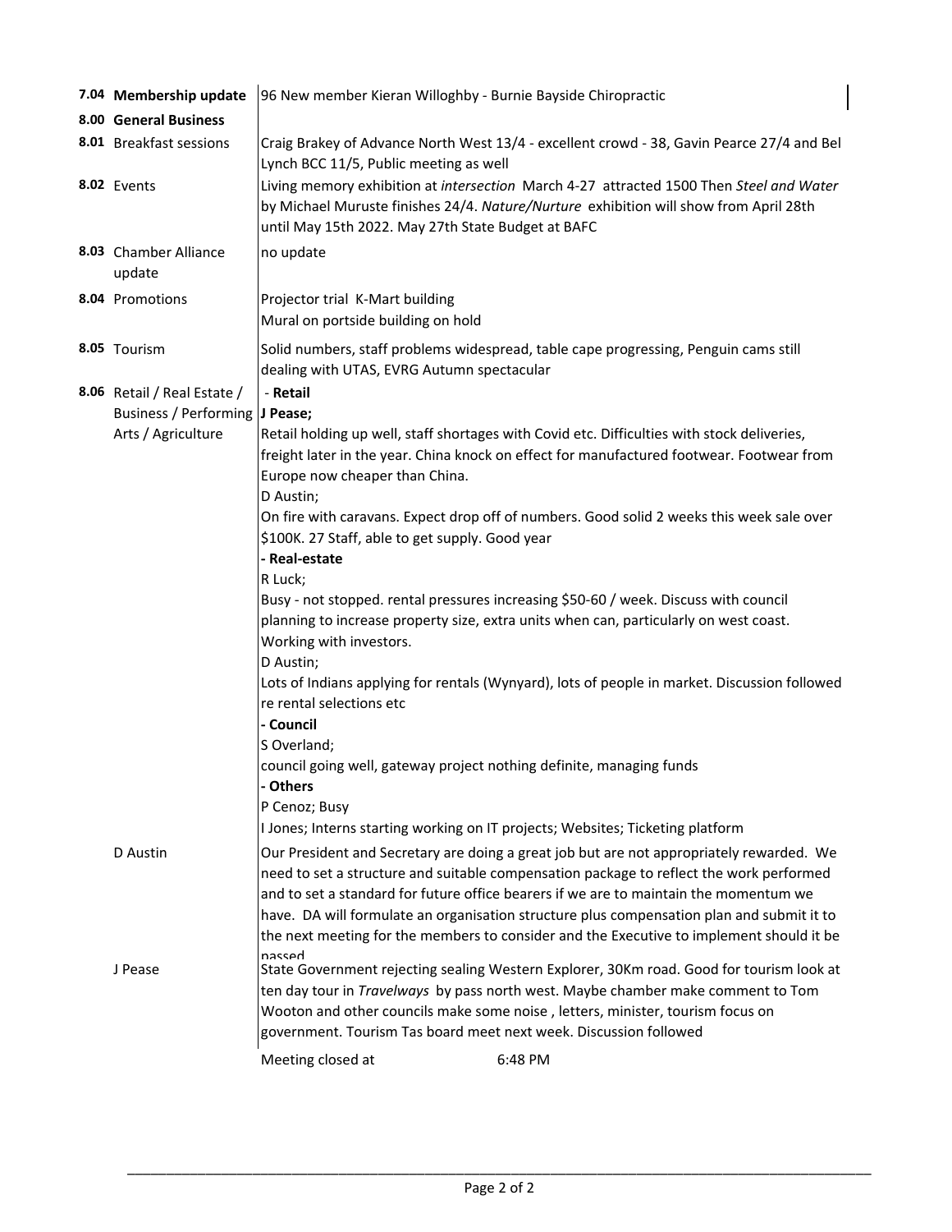| | | |
|---|---|---|
| **7.04** | **Membership update** | 96 New member Kieran Willoghby - Burnie Bayside Chiropractic |
| **8.00** | **General Business** | |
| **8.01** | Breakfast sessions | Craig Brakey of Advance North West 13/4 - excellent crowd - 38, Gavin Pearce 27/4 and Bel Lynch BCC 11/5, Public meeting as well |
| **8.02** | Events | Living memory exhibition at *intersection* March 4-27 attracted 1500 Then *Steel and Water* by Michael Muruste finishes 24/4. *Nature/Nurture* exhibition will show from April 28th until May 15th 2022. May 27th State Budget at BAFC |
| **8.03** | Chamber Alliance update | no update |
| **8.04** | Promotions | Projector trial K-Mart building<br>Mural on portside building on hold |
| **8.05** | Tourism | Solid numbers, staff problems widespread, table cape progressing, Penguin cams still dealing with UTAS, EVRG Autumn spectacular |
| **8.06** | Retail / Real Estate / Business / Performing Arts / Agriculture | - **Retail**<br>**J Pease;**<br>Retail holding up well, staff shortages with Covid etc. Difficulties with stock deliveries, freight later in the year. China knock on effect for manufactured footwear. Footwear from Europe now cheaper than China.<br>D Austin;<br>On fire with caravans. Expect drop off of numbers. Good solid 2 weeks this week sale over \$100K. 27 Staff, able to get supply. Good year<br>**- Real-estate**<br>R Luck;<br>Busy - not stopped. rental pressures increasing \$50-60 / week. Discuss with council planning to increase property size, extra units when can, particularly on west coast. Working with investors.<br>D Austin;<br>Lots of Indians applying for rentals (Wynyard), lots of people in market. Discussion followed re rental selections etc<br>**- Council**<br>S Overland;<br>council going well, gateway project nothing definite, managing funds<br>**- Others**<br>P Cenoz; Busy<br>I Jones; Interns starting working on IT projects; Websites; Ticketing platform |
| | D Austin | Our President and Secretary are doing a great job but are not appropriately rewarded. We need to set a structure and suitable compensation package to reflect the work performed and to set a standard for future office bearers if we are to maintain the momentum we have. DA will formulate an organisation structure plus compensation plan and submit it to the next meeting for the members to consider and the Executive to implement should it be passed |
| | J Pease | State Government rejecting sealing Western Explorer, 30Km road. Good for tourism look at ten day tour in *Travelways* by pass north west. Maybe chamber make comment to Tom Wooton and other councils make some noise , letters, minister, tourism focus on government. Tourism Tas board meet next week. Discussion followed |
| | | Meeting closed at 6:48 PM |